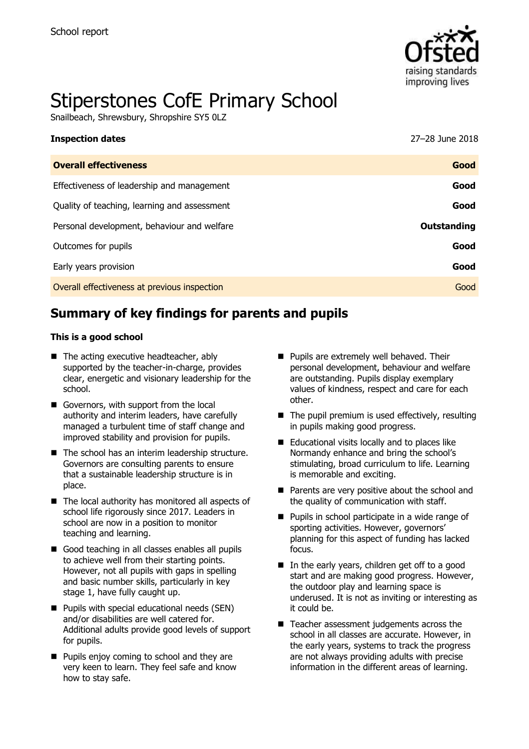School report

# Stiperstones CofE Primary School

Snailbeach, Shrewsbury, Shropshire SY5 0LZ

| **Inspection dates** | 27–28 June 2018 |
| --- | --- |
| **Overall effectiveness** | **Good** |
| Effectiveness of leadership and management | **Good** |
| Quality of teaching, learning and assessment | **Good** |
| Personal development, behaviour and welfare | **Outstanding** |
| Outcomes for pupils | **Good** |
| Early years provision | **Good** |
| Overall effectiveness at previous inspection | Good |

## Summary of key findings for parents and pupils

### This is a good school

- The acting executive headteacher, ably supported by the teacher-in-charge, provides clear, energetic and visionary leadership for the school.
- Governors, with support from the local authority and interim leaders, have carefully managed a turbulent time of staff change and improved stability and provision for pupils.
- The school has an interim leadership structure. Governors are consulting parents to ensure that a sustainable leadership structure is in place.
- The local authority has monitored all aspects of school life rigorously since 2017. Leaders in school are now in a position to monitor teaching and learning.
- Good teaching in all classes enables all pupils to achieve well from their starting points. However, not all pupils with gaps in spelling and basic number skills, particularly in key stage 1, have fully caught up.
- Pupils with special educational needs (SEN) and/or disabilities are well catered for. Additional adults provide good levels of support for pupils.
- Pupils enjoy coming to school and they are very keen to learn. They feel safe and know how to stay safe.
- Pupils are extremely well behaved. Their personal development, behaviour and welfare are outstanding. Pupils display exemplary values of kindness, respect and care for each other.
- The pupil premium is used effectively, resulting in pupils making good progress.
- Educational visits locally and to places like Normandy enhance and bring the school's stimulating, broad curriculum to life. Learning is memorable and exciting.
- Parents are very positive about the school and the quality of communication with staff.
- Pupils in school participate in a wide range of sporting activities. However, governors' planning for this aspect of funding has lacked focus.
- In the early years, children get off to a good start and are making good progress. However, the outdoor play and learning space is underused. It is not as inviting or interesting as it could be.
- Teacher assessment judgements across the school in all classes are accurate. However, in the early years, systems to track the progress are not always providing adults with precise information in the different areas of learning.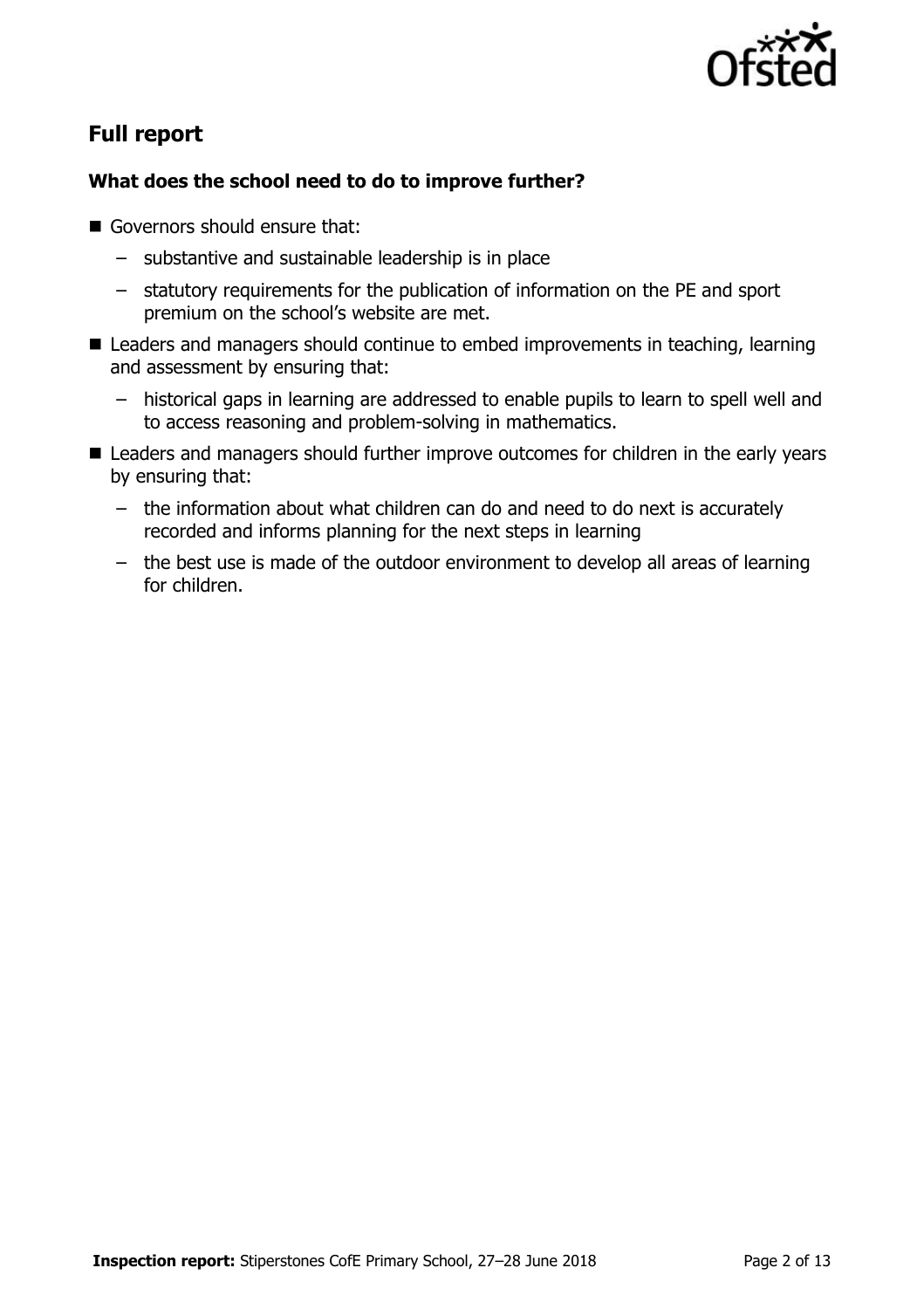## Full report

### What does the school need to do to improve further?

- Governors should ensure that:
  - substantive and sustainable leadership is in place
  - statutory requirements for the publication of information on the PE and sport premium on the school's website are met.
- Leaders and managers should continue to embed improvements in teaching, learning and assessment by ensuring that:
  - historical gaps in learning are addressed to enable pupils to learn to spell well and to access reasoning and problem-solving in mathematics.
- Leaders and managers should further improve outcomes for children in the early years by ensuring that:
  - the information about what children can do and need to do next is accurately recorded and informs planning for the next steps in learning
  - the best use is made of the outdoor environment to develop all areas of learning for children.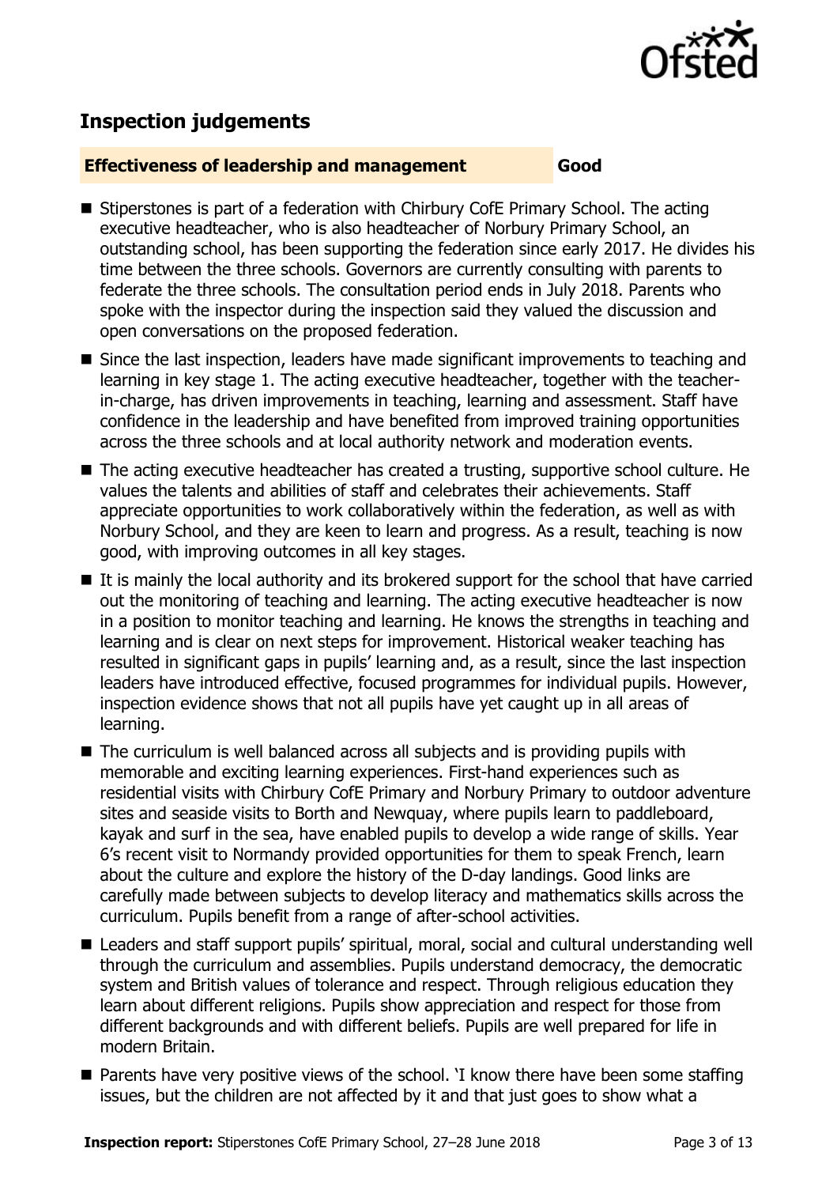## Inspection judgements

**Effectiveness of leadership and management** **Good**

- Stiperstones is part of a federation with Chirbury CofE Primary School. The acting executive headteacher, who is also headteacher of Norbury Primary School, an outstanding school, has been supporting the federation since early 2017. He divides his time between the three schools. Governors are currently consulting with parents to federate the three schools. The consultation period ends in July 2018. Parents who spoke with the inspector during the inspection said they valued the discussion and open conversations on the proposed federation.
- Since the last inspection, leaders have made significant improvements to teaching and learning in key stage 1. The acting executive headteacher, together with the teacher-in-charge, has driven improvements in teaching, learning and assessment. Staff have confidence in the leadership and have benefited from improved training opportunities across the three schools and at local authority network and moderation events.
- The acting executive headteacher has created a trusting, supportive school culture. He values the talents and abilities of staff and celebrates their achievements. Staff appreciate opportunities to work collaboratively within the federation, as well as with Norbury School, and they are keen to learn and progress. As a result, teaching is now good, with improving outcomes in all key stages.
- It is mainly the local authority and its brokered support for the school that have carried out the monitoring of teaching and learning. The acting executive headteacher is now in a position to monitor teaching and learning. He knows the strengths in teaching and learning and is clear on next steps for improvement. Historical weaker teaching has resulted in significant gaps in pupils' learning and, as a result, since the last inspection leaders have introduced effective, focused programmes for individual pupils. However, inspection evidence shows that not all pupils have yet caught up in all areas of learning.
- The curriculum is well balanced across all subjects and is providing pupils with memorable and exciting learning experiences. First-hand experiences such as residential visits with Chirbury CofE Primary and Norbury Primary to outdoor adventure sites and seaside visits to Borth and Newquay, where pupils learn to paddleboard, kayak and surf in the sea, have enabled pupils to develop a wide range of skills. Year 6's recent visit to Normandy provided opportunities for them to speak French, learn about the culture and explore the history of the D-day landings. Good links are carefully made between subjects to develop literacy and mathematics skills across the curriculum. Pupils benefit from a range of after-school activities.
- Leaders and staff support pupils' spiritual, moral, social and cultural understanding well through the curriculum and assemblies. Pupils understand democracy, the democratic system and British values of tolerance and respect. Through religious education they learn about different religions. Pupils show appreciation and respect for those from different backgrounds and with different beliefs. Pupils are well prepared for life in modern Britain.
- Parents have very positive views of the school. 'I know there have been some staffing issues, but the children are not affected by it and that just goes to show what a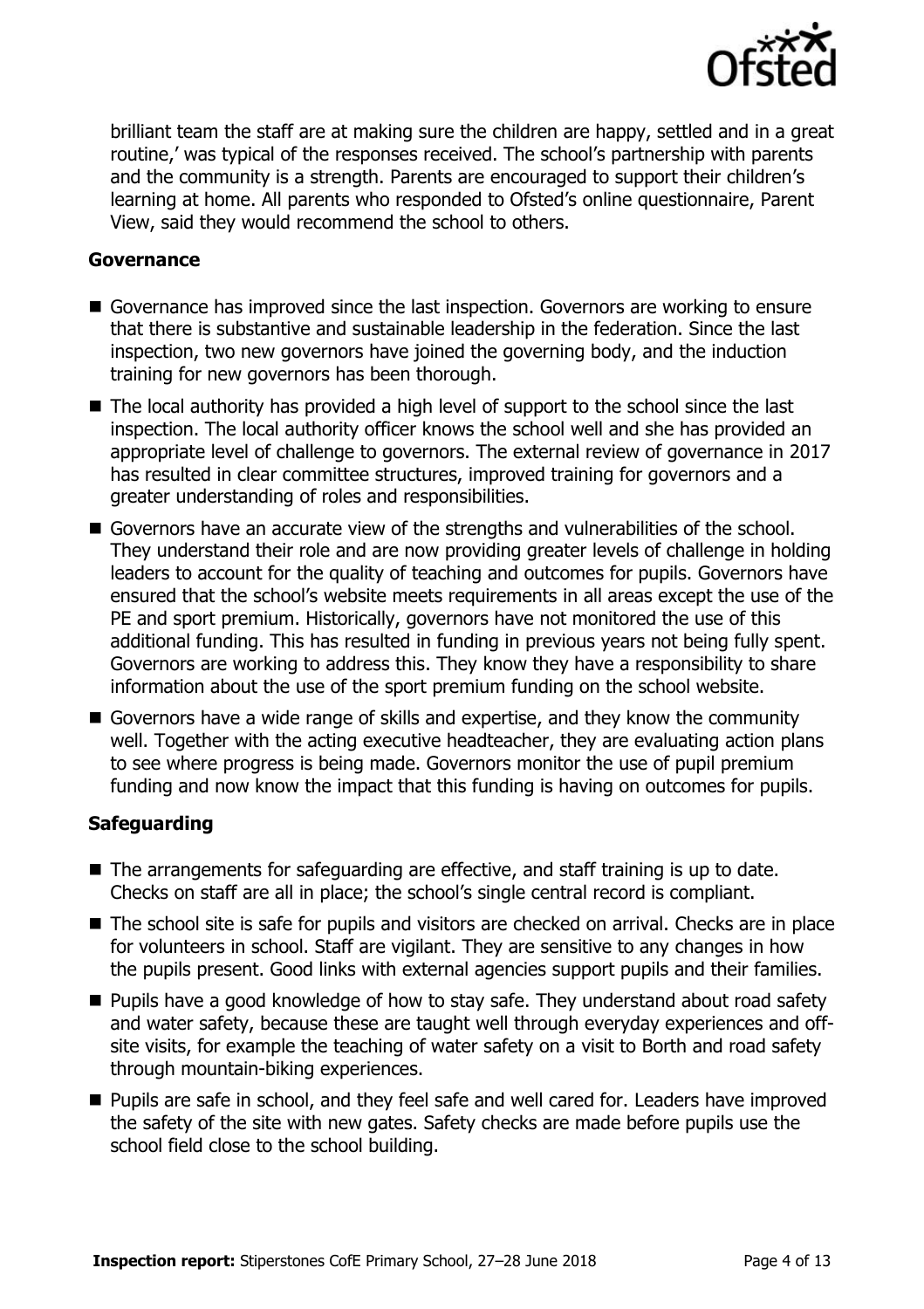brilliant team the staff are at making sure the children are happy, settled and in a great routine,' was typical of the responses received. The school's partnership with parents and the community is a strength. Parents are encouraged to support their children's learning at home. All parents who responded to Ofsted's online questionnaire, Parent View, said they would recommend the school to others.

### Governance

- Governance has improved since the last inspection. Governors are working to ensure that there is substantive and sustainable leadership in the federation. Since the last inspection, two new governors have joined the governing body, and the induction training for new governors has been thorough.
- The local authority has provided a high level of support to the school since the last inspection. The local authority officer knows the school well and she has provided an appropriate level of challenge to governors. The external review of governance in 2017 has resulted in clear committee structures, improved training for governors and a greater understanding of roles and responsibilities.
- Governors have an accurate view of the strengths and vulnerabilities of the school. They understand their role and are now providing greater levels of challenge in holding leaders to account for the quality of teaching and outcomes for pupils. Governors have ensured that the school's website meets requirements in all areas except the use of the PE and sport premium. Historically, governors have not monitored the use of this additional funding. This has resulted in funding in previous years not being fully spent. Governors are working to address this. They know they have a responsibility to share information about the use of the sport premium funding on the school website.
- Governors have a wide range of skills and expertise, and they know the community well. Together with the acting executive headteacher, they are evaluating action plans to see where progress is being made. Governors monitor the use of pupil premium funding and now know the impact that this funding is having on outcomes for pupils.

### Safeguarding

- The arrangements for safeguarding are effective, and staff training is up to date. Checks on staff are all in place; the school's single central record is compliant.
- The school site is safe for pupils and visitors are checked on arrival. Checks are in place for volunteers in school. Staff are vigilant. They are sensitive to any changes in how the pupils present. Good links with external agencies support pupils and their families.
- Pupils have a good knowledge of how to stay safe. They understand about road safety and water safety, because these are taught well through everyday experiences and off-site visits, for example the teaching of water safety on a visit to Borth and road safety through mountain-biking experiences.
- Pupils are safe in school, and they feel safe and well cared for. Leaders have improved the safety of the site with new gates. Safety checks are made before pupils use the school field close to the school building.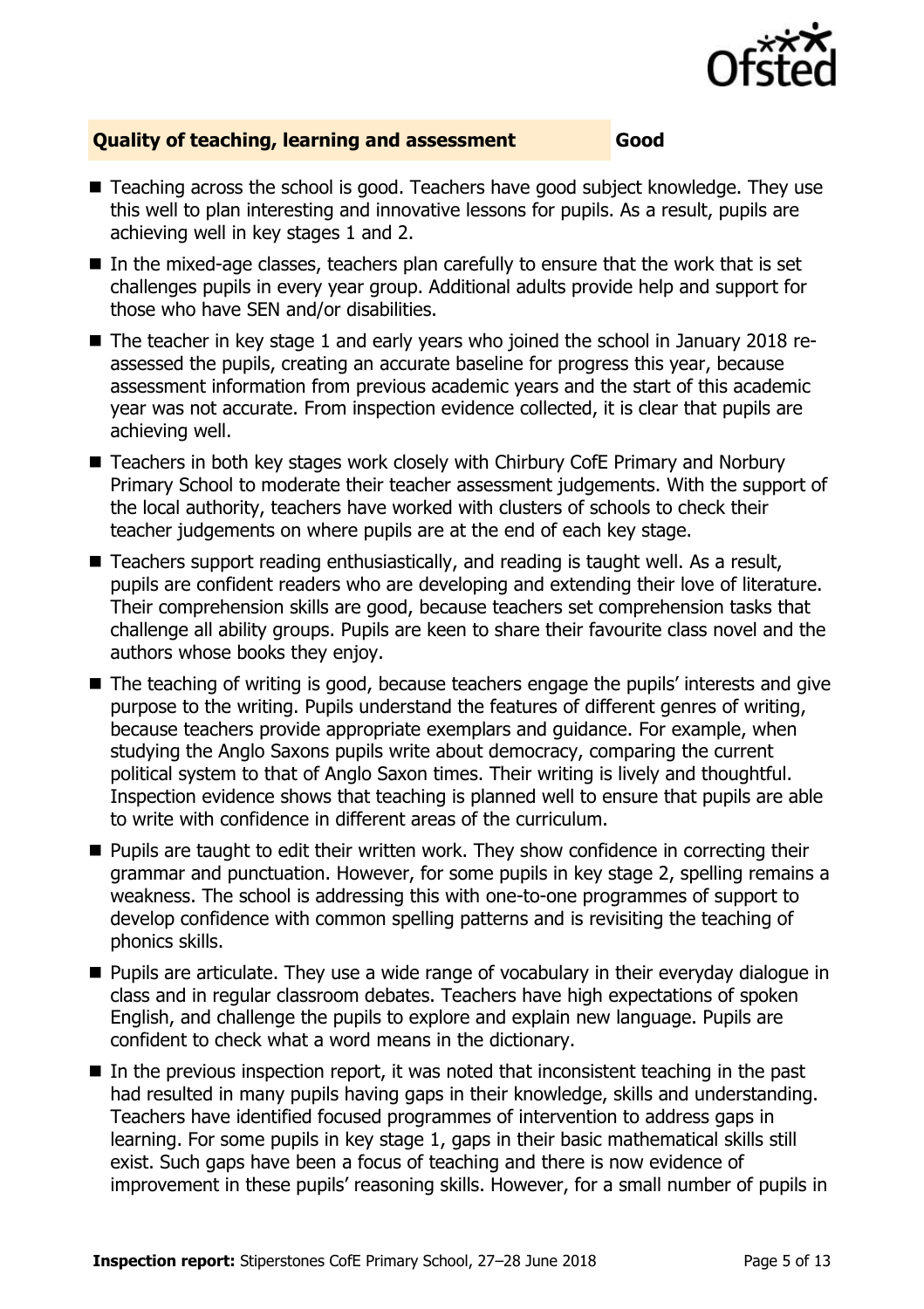## Quality of teaching, learning and assessment — Good

- Teaching across the school is good. Teachers have good subject knowledge. They use this well to plan interesting and innovative lessons for pupils. As a result, pupils are achieving well in key stages 1 and 2.
- In the mixed-age classes, teachers plan carefully to ensure that the work that is set challenges pupils in every year group. Additional adults provide help and support for those who have SEN and/or disabilities.
- The teacher in key stage 1 and early years who joined the school in January 2018 re-assessed the pupils, creating an accurate baseline for progress this year, because assessment information from previous academic years and the start of this academic year was not accurate. From inspection evidence collected, it is clear that pupils are achieving well.
- Teachers in both key stages work closely with Chirbury CofE Primary and Norbury Primary School to moderate their teacher assessment judgements. With the support of the local authority, teachers have worked with clusters of schools to check their teacher judgements on where pupils are at the end of each key stage.
- Teachers support reading enthusiastically, and reading is taught well. As a result, pupils are confident readers who are developing and extending their love of literature. Their comprehension skills are good, because teachers set comprehension tasks that challenge all ability groups. Pupils are keen to share their favourite class novel and the authors whose books they enjoy.
- The teaching of writing is good, because teachers engage the pupils' interests and give purpose to the writing. Pupils understand the features of different genres of writing, because teachers provide appropriate exemplars and guidance. For example, when studying the Anglo Saxons pupils write about democracy, comparing the current political system to that of Anglo Saxon times. Their writing is lively and thoughtful. Inspection evidence shows that teaching is planned well to ensure that pupils are able to write with confidence in different areas of the curriculum.
- Pupils are taught to edit their written work. They show confidence in correcting their grammar and punctuation. However, for some pupils in key stage 2, spelling remains a weakness. The school is addressing this with one-to-one programmes of support to develop confidence with common spelling patterns and is revisiting the teaching of phonics skills.
- Pupils are articulate. They use a wide range of vocabulary in their everyday dialogue in class and in regular classroom debates. Teachers have high expectations of spoken English, and challenge the pupils to explore and explain new language. Pupils are confident to check what a word means in the dictionary.
- In the previous inspection report, it was noted that inconsistent teaching in the past had resulted in many pupils having gaps in their knowledge, skills and understanding. Teachers have identified focused programmes of intervention to address gaps in learning. For some pupils in key stage 1, gaps in their basic mathematical skills still exist. Such gaps have been a focus of teaching and there is now evidence of improvement in these pupils' reasoning skills. However, for a small number of pupils in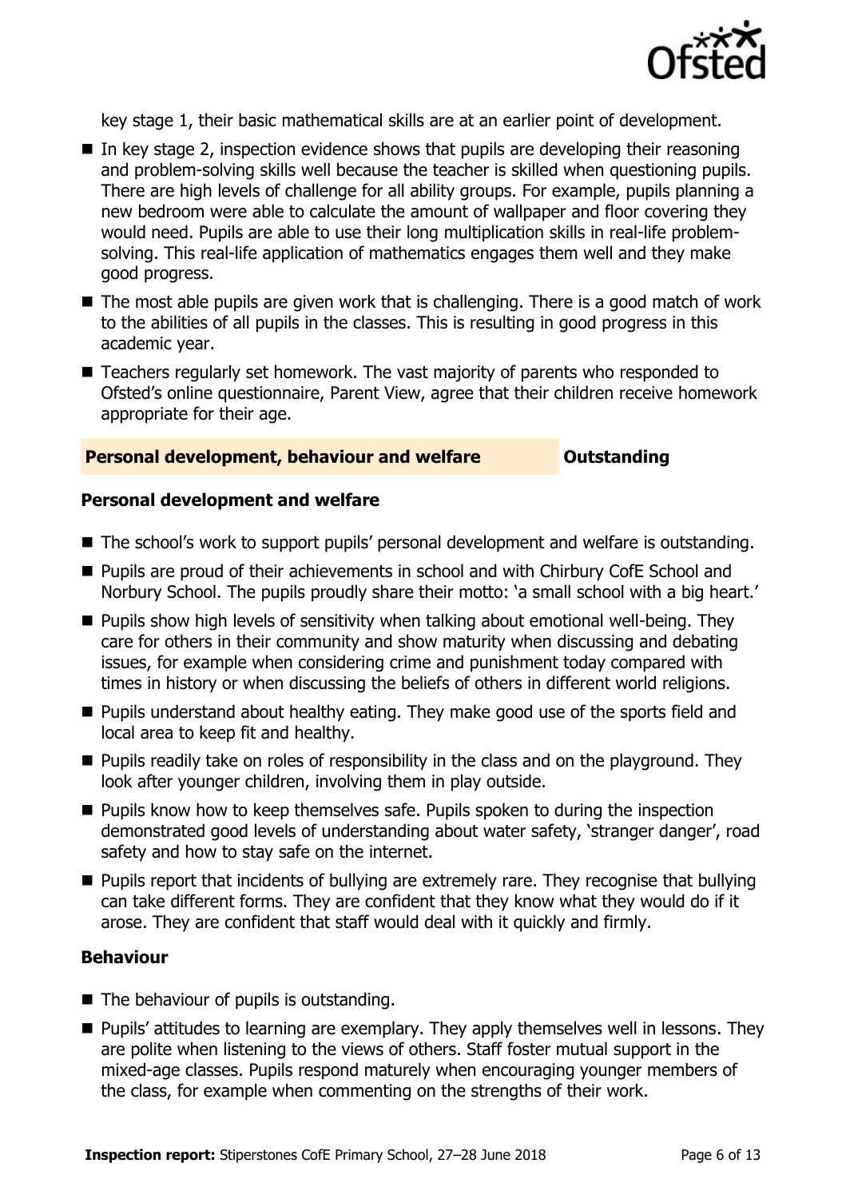key stage 1, their basic mathematical skills are at an earlier point of development.

- In key stage 2, inspection evidence shows that pupils are developing their reasoning and problem-solving skills well because the teacher is skilled when questioning pupils. There are high levels of challenge for all ability groups. For example, pupils planning a new bedroom were able to calculate the amount of wallpaper and floor covering they would need. Pupils are able to use their long multiplication skills in real-life problem-solving. This real-life application of mathematics engages them well and they make good progress.
- The most able pupils are given work that is challenging. There is a good match of work to the abilities of all pupils in the classes. This is resulting in good progress in this academic year.
- Teachers regularly set homework. The vast majority of parents who responded to Ofsted's online questionnaire, Parent View, agree that their children receive homework appropriate for their age.

## Personal development, behaviour and welfare — Outstanding

### Personal development and welfare

- The school's work to support pupils' personal development and welfare is outstanding.
- Pupils are proud of their achievements in school and with Chirbury CofE School and Norbury School. The pupils proudly share their motto: 'a small school with a big heart.'
- Pupils show high levels of sensitivity when talking about emotional well-being. They care for others in their community and show maturity when discussing and debating issues, for example when considering crime and punishment today compared with times in history or when discussing the beliefs of others in different world religions.
- Pupils understand about healthy eating. They make good use of the sports field and local area to keep fit and healthy.
- Pupils readily take on roles of responsibility in the class and on the playground. They look after younger children, involving them in play outside.
- Pupils know how to keep themselves safe. Pupils spoken to during the inspection demonstrated good levels of understanding about water safety, 'stranger danger', road safety and how to stay safe on the internet.
- Pupils report that incidents of bullying are extremely rare. They recognise that bullying can take different forms. They are confident that they know what they would do if it arose. They are confident that staff would deal with it quickly and firmly.

### Behaviour

- The behaviour of pupils is outstanding.
- Pupils' attitudes to learning are exemplary. They apply themselves well in lessons. They are polite when listening to the views of others. Staff foster mutual support in the mixed-age classes. Pupils respond maturely when encouraging younger members of the class, for example when commenting on the strengths of their work.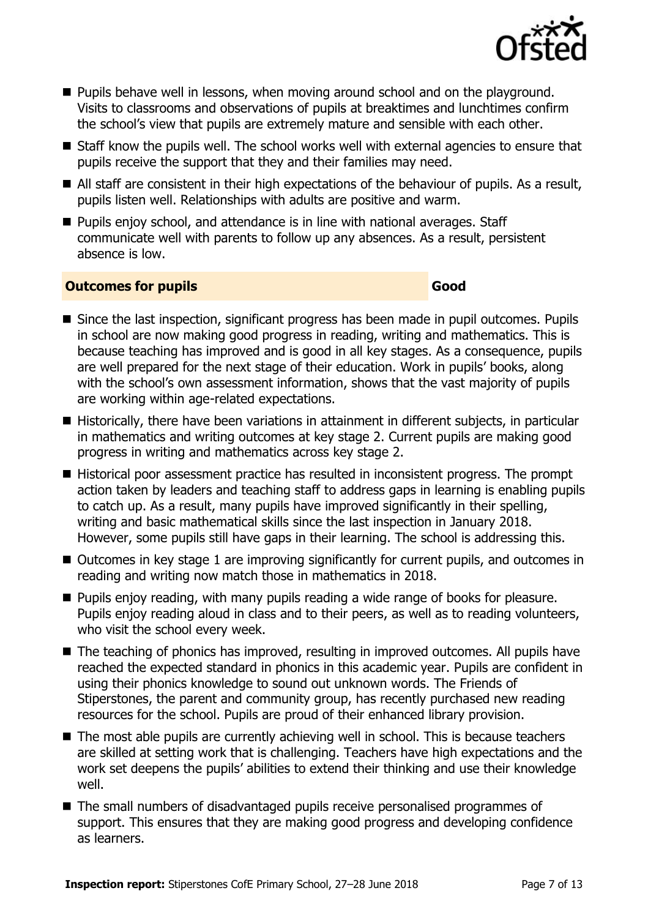- Pupils behave well in lessons, when moving around school and on the playground. Visits to classrooms and observations of pupils at breaktimes and lunchtimes confirm the school's view that pupils are extremely mature and sensible with each other.
- Staff know the pupils well. The school works well with external agencies to ensure that pupils receive the support that they and their families may need.
- All staff are consistent in their high expectations of the behaviour of pupils. As a result, pupils listen well. Relationships with adults are positive and warm.
- Pupils enjoy school, and attendance is in line with national averages. Staff communicate well with parents to follow up any absences. As a result, persistent absence is low.

## Outcomes for pupils — Good

- Since the last inspection, significant progress has been made in pupil outcomes. Pupils in school are now making good progress in reading, writing and mathematics. This is because teaching has improved and is good in all key stages. As a consequence, pupils are well prepared for the next stage of their education. Work in pupils' books, along with the school's own assessment information, shows that the vast majority of pupils are working within age-related expectations.
- Historically, there have been variations in attainment in different subjects, in particular in mathematics and writing outcomes at key stage 2. Current pupils are making good progress in writing and mathematics across key stage 2.
- Historical poor assessment practice has resulted in inconsistent progress. The prompt action taken by leaders and teaching staff to address gaps in learning is enabling pupils to catch up. As a result, many pupils have improved significantly in their spelling, writing and basic mathematical skills since the last inspection in January 2018. However, some pupils still have gaps in their learning. The school is addressing this.
- Outcomes in key stage 1 are improving significantly for current pupils, and outcomes in reading and writing now match those in mathematics in 2018.
- Pupils enjoy reading, with many pupils reading a wide range of books for pleasure. Pupils enjoy reading aloud in class and to their peers, as well as to reading volunteers, who visit the school every week.
- The teaching of phonics has improved, resulting in improved outcomes. All pupils have reached the expected standard in phonics in this academic year. Pupils are confident in using their phonics knowledge to sound out unknown words. The Friends of Stiperstones, the parent and community group, has recently purchased new reading resources for the school. Pupils are proud of their enhanced library provision.
- The most able pupils are currently achieving well in school. This is because teachers are skilled at setting work that is challenging. Teachers have high expectations and the work set deepens the pupils' abilities to extend their thinking and use their knowledge well.
- The small numbers of disadvantaged pupils receive personalised programmes of support. This ensures that they are making good progress and developing confidence as learners.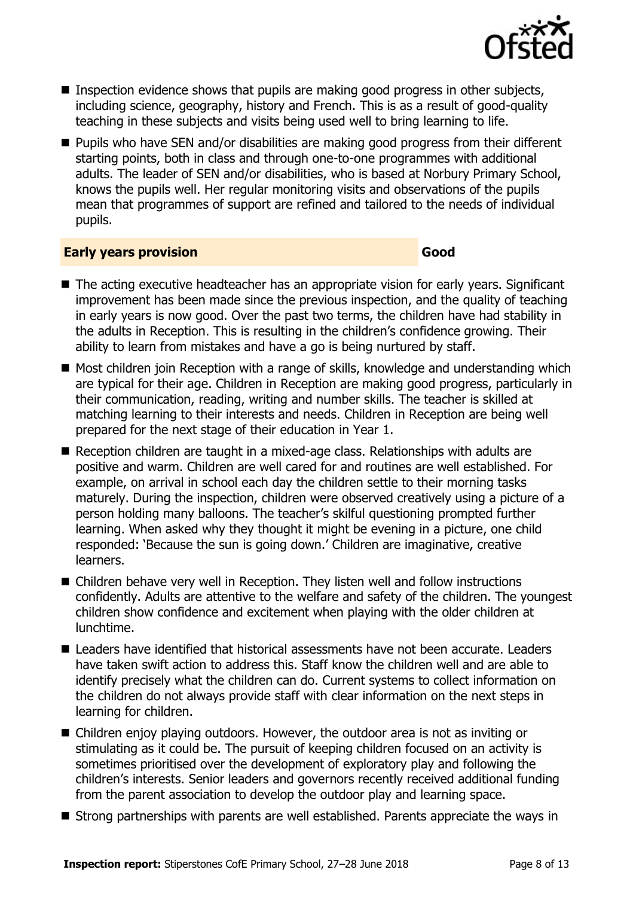- Inspection evidence shows that pupils are making good progress in other subjects, including science, geography, history and French. This is as a result of good-quality teaching in these subjects and visits being used well to bring learning to life.
- Pupils who have SEN and/or disabilities are making good progress from their different starting points, both in class and through one-to-one programmes with additional adults. The leader of SEN and/or disabilities, who is based at Norbury Primary School, knows the pupils well. Her regular monitoring visits and observations of the pupils mean that programmes of support are refined and tailored to the needs of individual pupils.

## Early years provision — Good

- The acting executive headteacher has an appropriate vision for early years. Significant improvement has been made since the previous inspection, and the quality of teaching in early years is now good. Over the past two terms, the children have had stability in the adults in Reception. This is resulting in the children's confidence growing. Their ability to learn from mistakes and have a go is being nurtured by staff.
- Most children join Reception with a range of skills, knowledge and understanding which are typical for their age. Children in Reception are making good progress, particularly in their communication, reading, writing and number skills. The teacher is skilled at matching learning to their interests and needs. Children in Reception are being well prepared for the next stage of their education in Year 1.
- Reception children are taught in a mixed-age class. Relationships with adults are positive and warm. Children are well cared for and routines are well established. For example, on arrival in school each day the children settle to their morning tasks maturely. During the inspection, children were observed creatively using a picture of a person holding many balloons. The teacher's skilful questioning prompted further learning. When asked why they thought it might be evening in a picture, one child responded: 'Because the sun is going down.' Children are imaginative, creative learners.
- Children behave very well in Reception. They listen well and follow instructions confidently. Adults are attentive to the welfare and safety of the children. The youngest children show confidence and excitement when playing with the older children at lunchtime.
- Leaders have identified that historical assessments have not been accurate. Leaders have taken swift action to address this. Staff know the children well and are able to identify precisely what the children can do. Current systems to collect information on the children do not always provide staff with clear information on the next steps in learning for children.
- Children enjoy playing outdoors. However, the outdoor area is not as inviting or stimulating as it could be. The pursuit of keeping children focused on an activity is sometimes prioritised over the development of exploratory play and following the children's interests. Senior leaders and governors recently received additional funding from the parent association to develop the outdoor play and learning space.
- Strong partnerships with parents are well established. Parents appreciate the ways in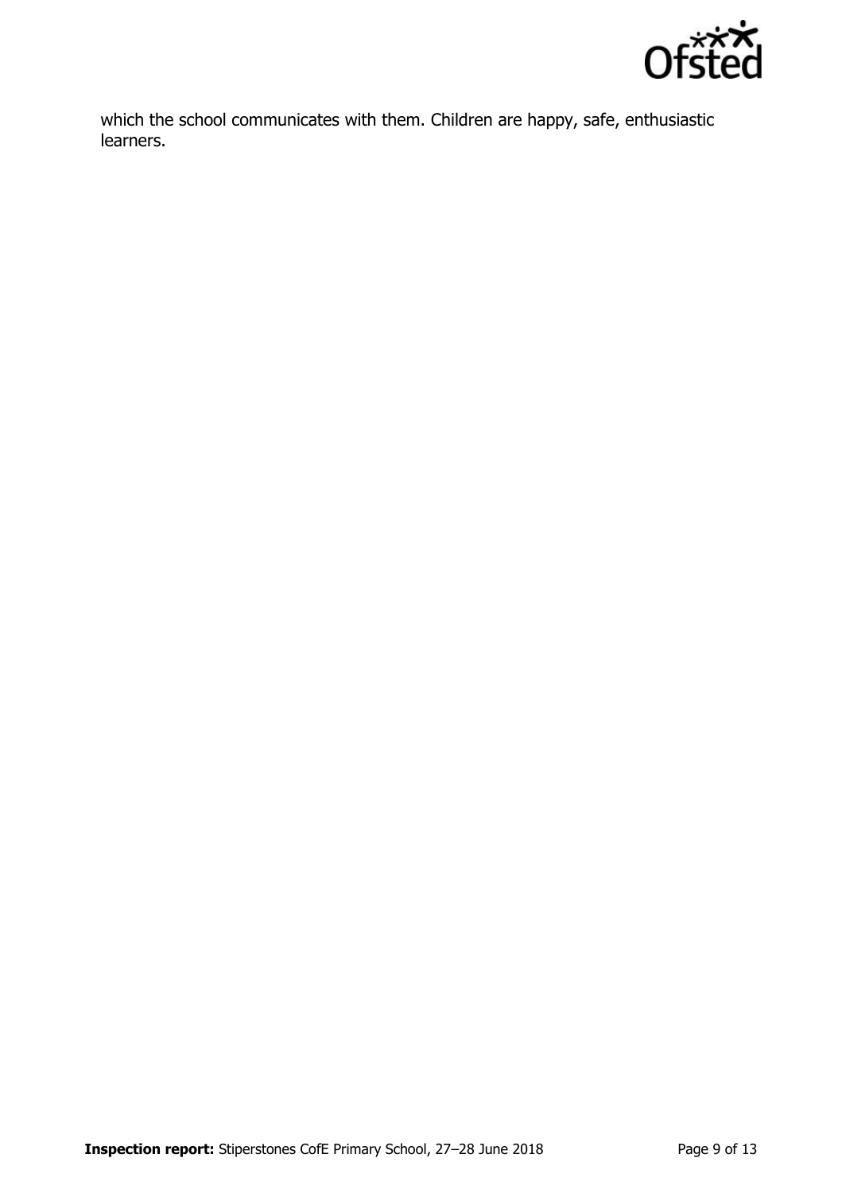which the school communicates with them. Children are happy, safe, enthusiastic learners.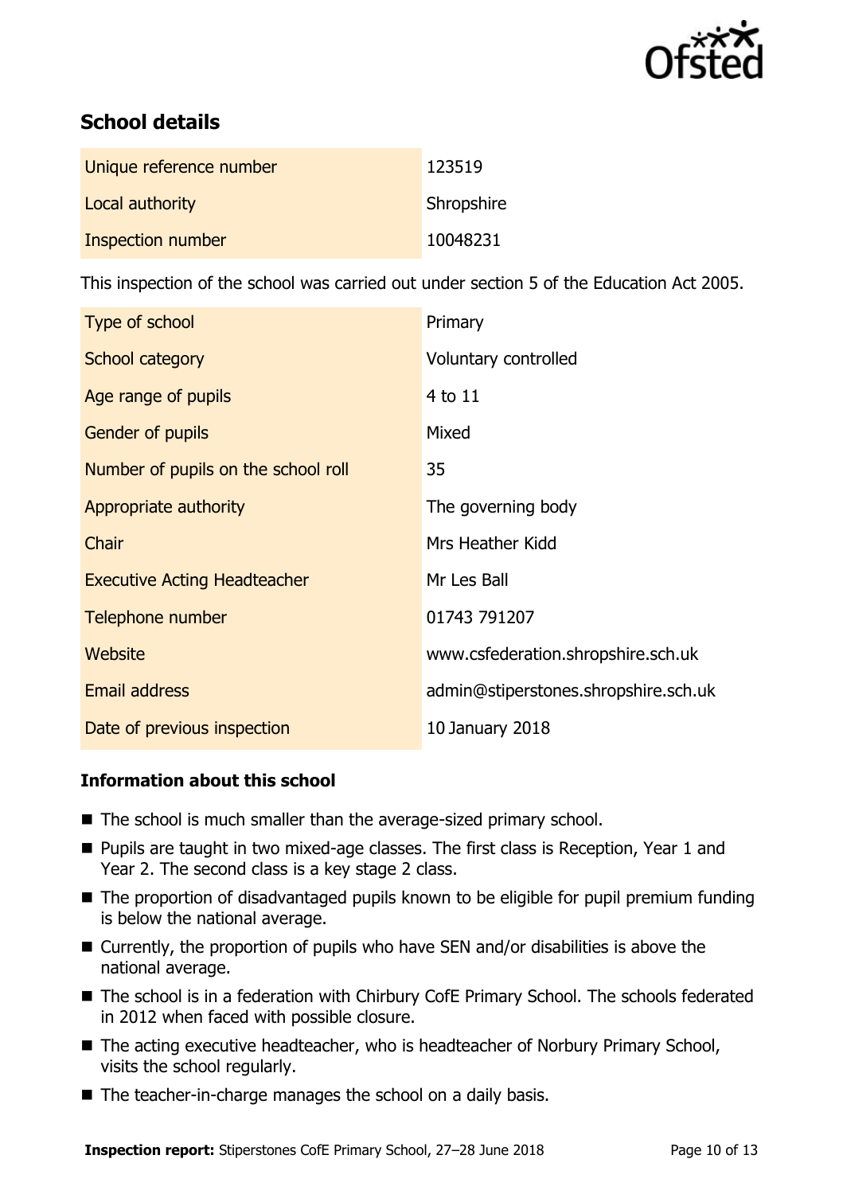## School details

| | |
|---|---|
| Unique reference number | 123519 |
| Local authority | Shropshire |
| Inspection number | 10048231 |

This inspection of the school was carried out under section 5 of the Education Act 2005.

| | |
|---|---|
| Type of school | Primary |
| School category | Voluntary controlled |
| Age range of pupils | 4 to 11 |
| Gender of pupils | Mixed |
| Number of pupils on the school roll | 35 |
| Appropriate authority | The governing body |
| Chair | Mrs Heather Kidd |
| Executive Acting Headteacher | Mr Les Ball |
| Telephone number | 01743 791207 |
| Website | www.csfederation.shropshire.sch.uk |
| Email address | admin@stiperstones.shropshire.sch.uk |
| Date of previous inspection | 10 January 2018 |

### Information about this school

- The school is much smaller than the average-sized primary school.
- Pupils are taught in two mixed-age classes. The first class is Reception, Year 1 and Year 2. The second class is a key stage 2 class.
- The proportion of disadvantaged pupils known to be eligible for pupil premium funding is below the national average.
- Currently, the proportion of pupils who have SEN and/or disabilities is above the national average.
- The school is in a federation with Chirbury CofE Primary School. The schools federated in 2012 when faced with possible closure.
- The acting executive headteacher, who is headteacher of Norbury Primary School, visits the school regularly.
- The teacher-in-charge manages the school on a daily basis.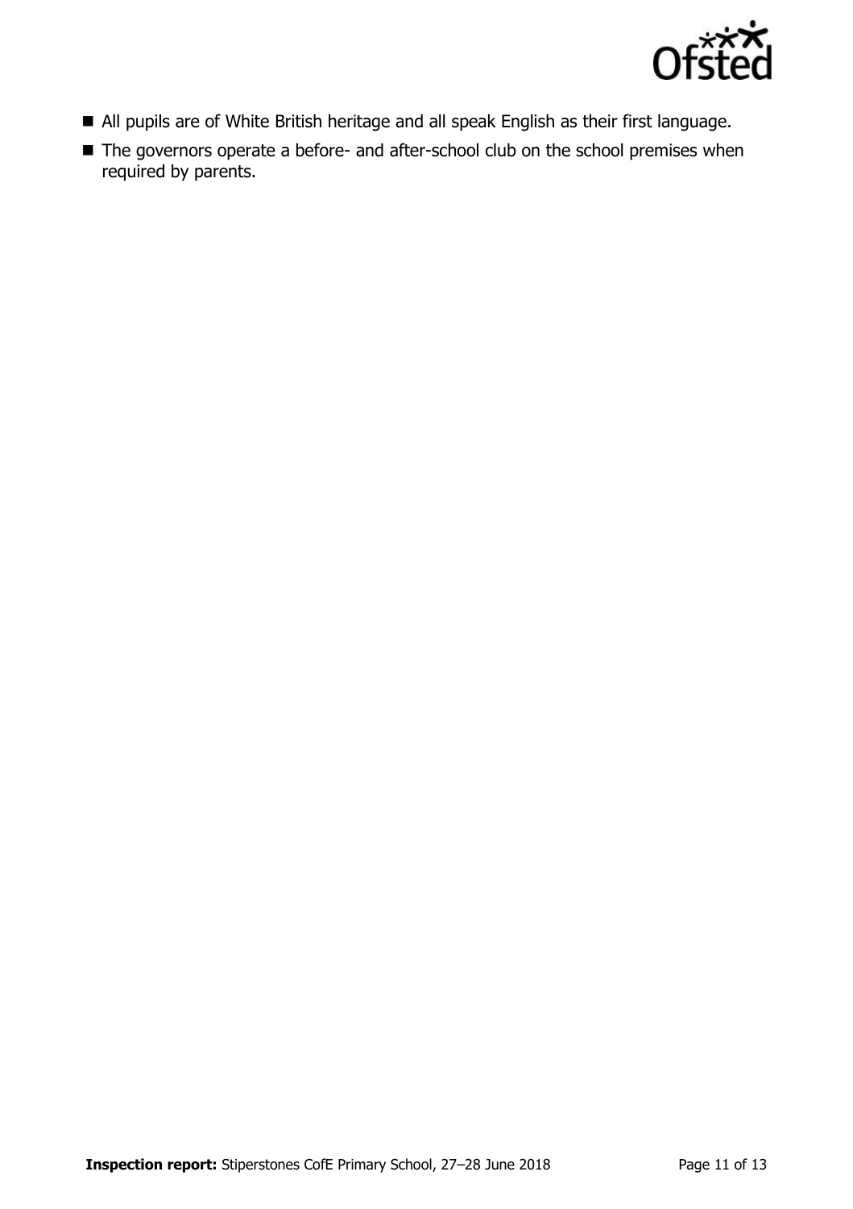- All pupils are of White British heritage and all speak English as their first language.
- The governors operate a before- and after-school club on the school premises when required by parents.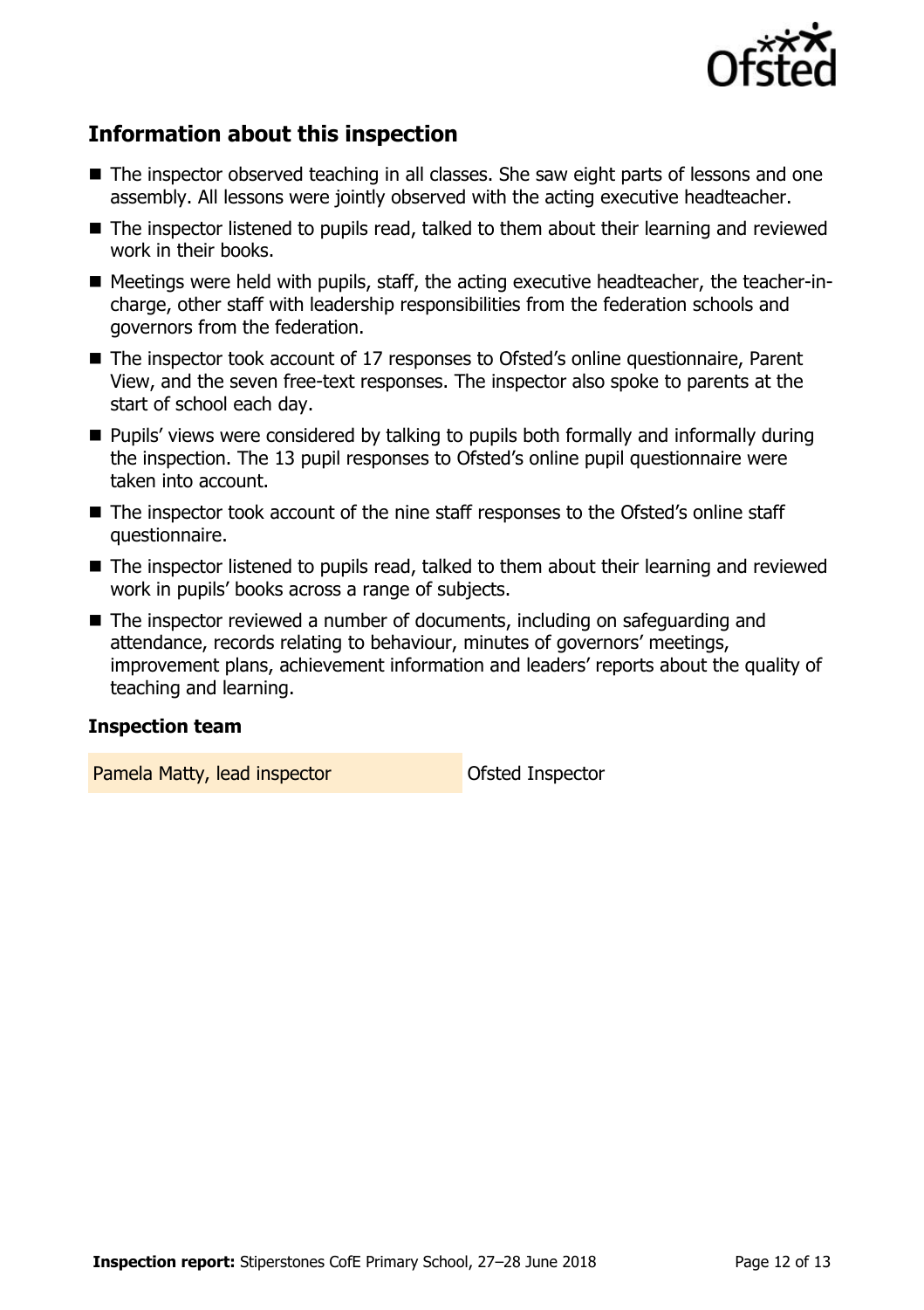## Information about this inspection

- The inspector observed teaching in all classes. She saw eight parts of lessons and one assembly. All lessons were jointly observed with the acting executive headteacher.
- The inspector listened to pupils read, talked to them about their learning and reviewed work in their books.
- Meetings were held with pupils, staff, the acting executive headteacher, the teacher-in-charge, other staff with leadership responsibilities from the federation schools and governors from the federation.
- The inspector took account of 17 responses to Ofsted's online questionnaire, Parent View, and the seven free-text responses. The inspector also spoke to parents at the start of school each day.
- Pupils' views were considered by talking to pupils both formally and informally during the inspection. The 13 pupil responses to Ofsted's online pupil questionnaire were taken into account.
- The inspector took account of the nine staff responses to the Ofsted's online staff questionnaire.
- The inspector listened to pupils read, talked to them about their learning and reviewed work in pupils' books across a range of subjects.
- The inspector reviewed a number of documents, including on safeguarding and attendance, records relating to behaviour, minutes of governors' meetings, improvement plans, achievement information and leaders' reports about the quality of teaching and learning.

### Inspection team

| | |
|---|---|
| Pamela Matty, lead inspector | Ofsted Inspector |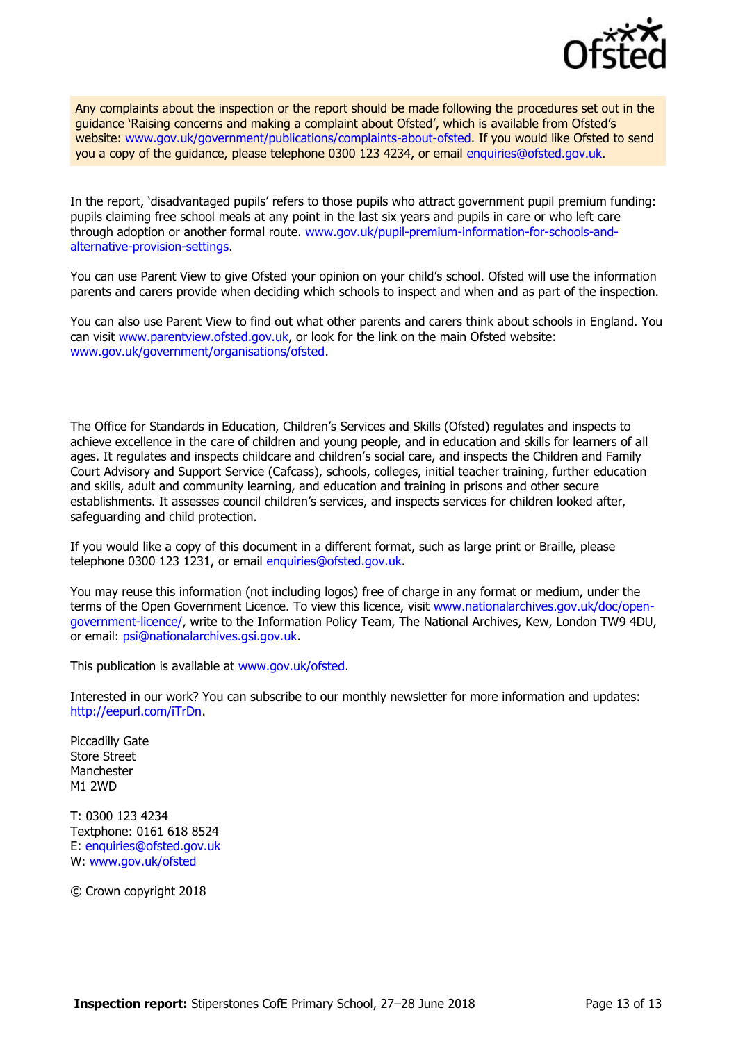Any complaints about the inspection or the report should be made following the procedures set out in the guidance 'Raising concerns and making a complaint about Ofsted', which is available from Ofsted's website: www.gov.uk/government/publications/complaints-about-ofsted. If you would like Ofsted to send you a copy of the guidance, please telephone 0300 123 4234, or email enquiries@ofsted.gov.uk.

In the report, 'disadvantaged pupils' refers to those pupils who attract government pupil premium funding: pupils claiming free school meals at any point in the last six years and pupils in care or who left care through adoption or another formal route. www.gov.uk/pupil-premium-information-for-schools-and-alternative-provision-settings.

You can use Parent View to give Ofsted your opinion on your child's school. Ofsted will use the information parents and carers provide when deciding which schools to inspect and when and as part of the inspection.

You can also use Parent View to find out what other parents and carers think about schools in England. You can visit www.parentview.ofsted.gov.uk, or look for the link on the main Ofsted website: www.gov.uk/government/organisations/ofsted.

The Office for Standards in Education, Children's Services and Skills (Ofsted) regulates and inspects to achieve excellence in the care of children and young people, and in education and skills for learners of all ages. It regulates and inspects childcare and children's social care, and inspects the Children and Family Court Advisory and Support Service (Cafcass), schools, colleges, initial teacher training, further education and skills, adult and community learning, and education and training in prisons and other secure establishments. It assesses council children's services, and inspects services for children looked after, safeguarding and child protection.

If you would like a copy of this document in a different format, such as large print or Braille, please telephone 0300 123 1231, or email enquiries@ofsted.gov.uk.

You may reuse this information (not including logos) free of charge in any format or medium, under the terms of the Open Government Licence. To view this licence, visit www.nationalarchives.gov.uk/doc/open-government-licence/, write to the Information Policy Team, The National Archives, Kew, London TW9 4DU, or email: psi@nationalarchives.gsi.gov.uk.

This publication is available at www.gov.uk/ofsted.

Interested in our work? You can subscribe to our monthly newsletter for more information and updates: http://eepurl.com/iTrDn.

Piccadilly Gate
Store Street
Manchester
M1 2WD

T: 0300 123 4234
Textphone: 0161 618 8524
E: enquiries@ofsted.gov.uk
W: www.gov.uk/ofsted

© Crown copyright 2018